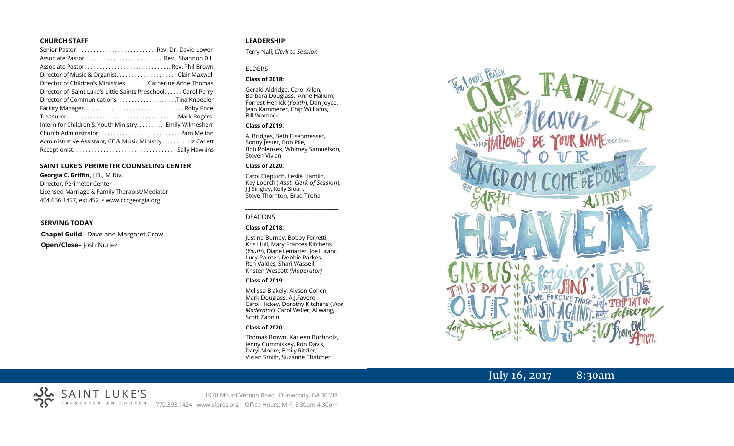## CHURCH STAFF

Senior Pastor . . . . . . . . . . . . . . . . . . . . . . . .Rev. Dr. David Lower
Associate Pastor . . . . . . . . . . . . . . . . . . . . . . Rev. Shannon Dill
Associate Pastor. . . . . . . . . . . . . . . . . . . . . . . . . . .. Rev. Phil Brown
Director of Music & Organist. . . . . . . . . . . . . . . . . . Clair Maxwell
Director of Children's Ministries. . . . . . . .Catherine Anne Thomas
Director of Saint Luke's Little Saints Preschool. . . . . . Carol Perry
Director of Communications. . . . . . . . . . . . . . . . . . . .Tina Knoedler
Facility Manager. . . . . . . . . . . . . . . . . . . . . . . . . . . . . . . . Roby Price
Treasurer. . . . . . . . . . . . . . . . . . . . . . . . . . . . . . . . . . . .Mark Rogers
Intern for Children & Youth Ministry. . . . . . . . . Emily Wilmesherr
Church Administrator. . . . . . . . . . . . . . . . . . . . . . . . . Pam Melton
Administrative Assistant, CE & Music Ministry. . . . . . . . Liz Catlett
Receptionist. . . . . . . . . . . . . . . . . . . . . . . . . . . . . . . . Sally Hawkins

## SAINT LUKE'S PERIMETER COUNSELING CENTER

**Georgia C. Griffin,** J.D., M.Div.
Director, Perimeter Center
Licensed Marriage & Family Therapist/Mediator
404.636.1457, ext.452 • www.cccgeorgia.org

## SERVING TODAY

**Chapel Guild**– Dave and Margaret Crow

**Open/Close**– Josh Nunez

## LEADERSHIP

Terry Nall, *Clerk to Session*

ELDERS

**Class of 2018:**

Gerald Aldridge, Carol Allen, Barbara Douglass, Anne Hallum, Forrest Herrick (*Youth*), Dan Joyce, Jean Kammerer, Chip Williams, Bill Womack

**Class of 2019:**

Al Bridges, Beth Eisenmesser, Sonny Jester, Bob Pile, Bob Polensek, Whitney Samuelson, Steven Vivian

**Class of 2020:**

Carol Ciepluch, Leslie Hamlin, Kay Loerch ( *Asst. Clerk of Session*), J J Singley, Kelly Sloan, Steve Thornton, Brad Troha

DEACONS

**Class of 2018:**

Justine Burney, Bobby Ferretti, Kris Hull, Mary Frances Kitchens (*Youth*), Diane Lemaster, Joe Luranc, Lucy Painter, Debbie Parkes, Ron Valdes, Shari Wassell, Kristen Wescott *(Moderator)*

**Class of 2019:**

Melissa Blakely, Alyson Cohen, Mark Douglass, A.J.Favero, Carol Hickey, Dorothy Kitchens (*Vice Moderator*), Carol Waller, Al Wang, Scott Zannini

**Class of 2020:**

Thomas Brown, Karleen Buchholz, Jenny Cummiskey, Ron Davis, Daryl Moore, Emily Ritzler, Vivian Smith, Suzanne Thatcher

The Lord's Prayer: Our Father who art in Heaven, hallowed be your name. Your kingdom come, your will be done, on earth as it is in heaven. Give us this day our daily bread & forgive us our sins as we forgive those who sin against us. Lead us not into temptation but deliver us from evil. Amen.

July 16, 2017 8:30am

SAINT LUKE'S PRESBYTERIAN CHURCH

1978 Mount Vernon Road Dunwoody, GA 30338
770.393.1424 www.slpres.org Office Hours: M-F, 8:30am-4:30pm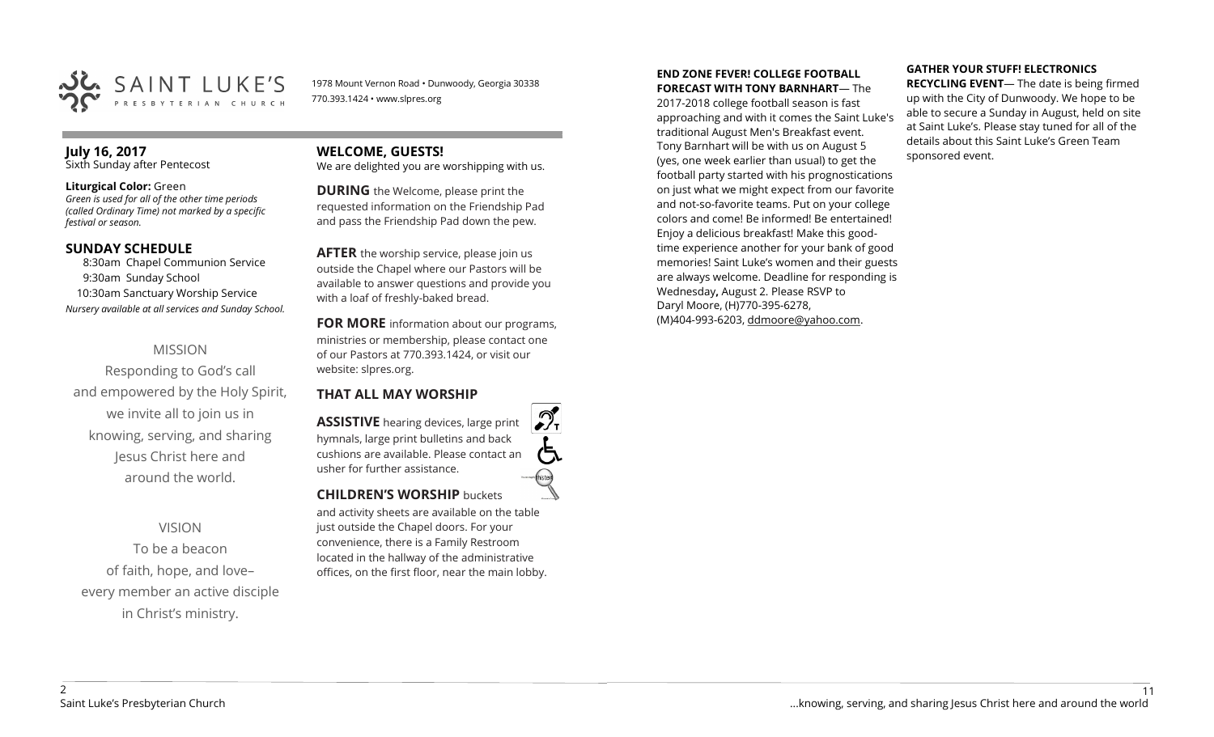SAINT LUKE'S PRESBYTERIAN CHURCH

1978 Mount Vernon Road • Dunwoody, Georgia 30338
770.393.1424 • www.slpres.org

**July 16, 2017**
Sixth Sunday after Pentecost

**Liturgical Color:** Green
*Green is used for all of the other time periods (called Ordinary Time) not marked by a specific festival or season.*

## SUNDAY SCHEDULE

8:30am Chapel Communion Service
9:30am Sunday School
10:30am Sanctuary Worship Service
*Nursery available at all services and Sunday School.*

MISSION

Responding to God's call and empowered by the Holy Spirit, we invite all to join us in knowing, serving, and sharing Jesus Christ here and around the world.

VISION

To be a beacon of faith, hope, and love– every member an active disciple in Christ's ministry.

## WELCOME, GUESTS!

We are delighted you are worshipping with us.

**DURING** the Welcome, please print the requested information on the Friendship Pad and pass the Friendship Pad down the pew.

**AFTER** the worship service, please join us outside the Chapel where our Pastors will be available to answer questions and provide you with a loaf of freshly-baked bread.

**FOR MORE** information about our programs, ministries or membership, please contact one of our Pastors at 770.393.1424, or visit our website: slpres.org.

## THAT ALL MAY WORSHIP

**ASSISTIVE** hearing devices, large print hymnals, large print bulletins and back cushions are available. Please contact an usher for further assistance.

**CHILDREN'S WORSHIP** buckets and activity sheets are available on the table just outside the Chapel doors. For your convenience, there is a Family Restroom located in the hallway of the administrative offices, on the first floor, near the main lobby.

**END ZONE FEVER! COLLEGE FOOTBALL FORECAST WITH TONY BARNHART**— The 2017-2018 college football season is fast approaching and with it comes the Saint Luke's traditional August Men's Breakfast event. Tony Barnhart will be with us on August 5 (yes, one week earlier than usual) to get the football party started with his prognostications on just what we might expect from our favorite and not-so-favorite teams. Put on your college colors and come! Be informed! Be entertained! Enjoy a delicious breakfast! Make this good-time experience another for your bank of good memories! Saint Luke's women and their guests are always welcome. Deadline for responding is Wednesday**,** August 2. Please RSVP to Daryl Moore, (H)770-395-6278, (M)404-993-6203, ddmoore@yahoo.com.

**GATHER YOUR STUFF! ELECTRONICS RECYCLING EVENT**— The date is being firmed up with the City of Dunwoody. We hope to be able to secure a Sunday in August, held on site at Saint Luke's. Please stay tuned for all of the details about this Saint Luke's Green Team sponsored event.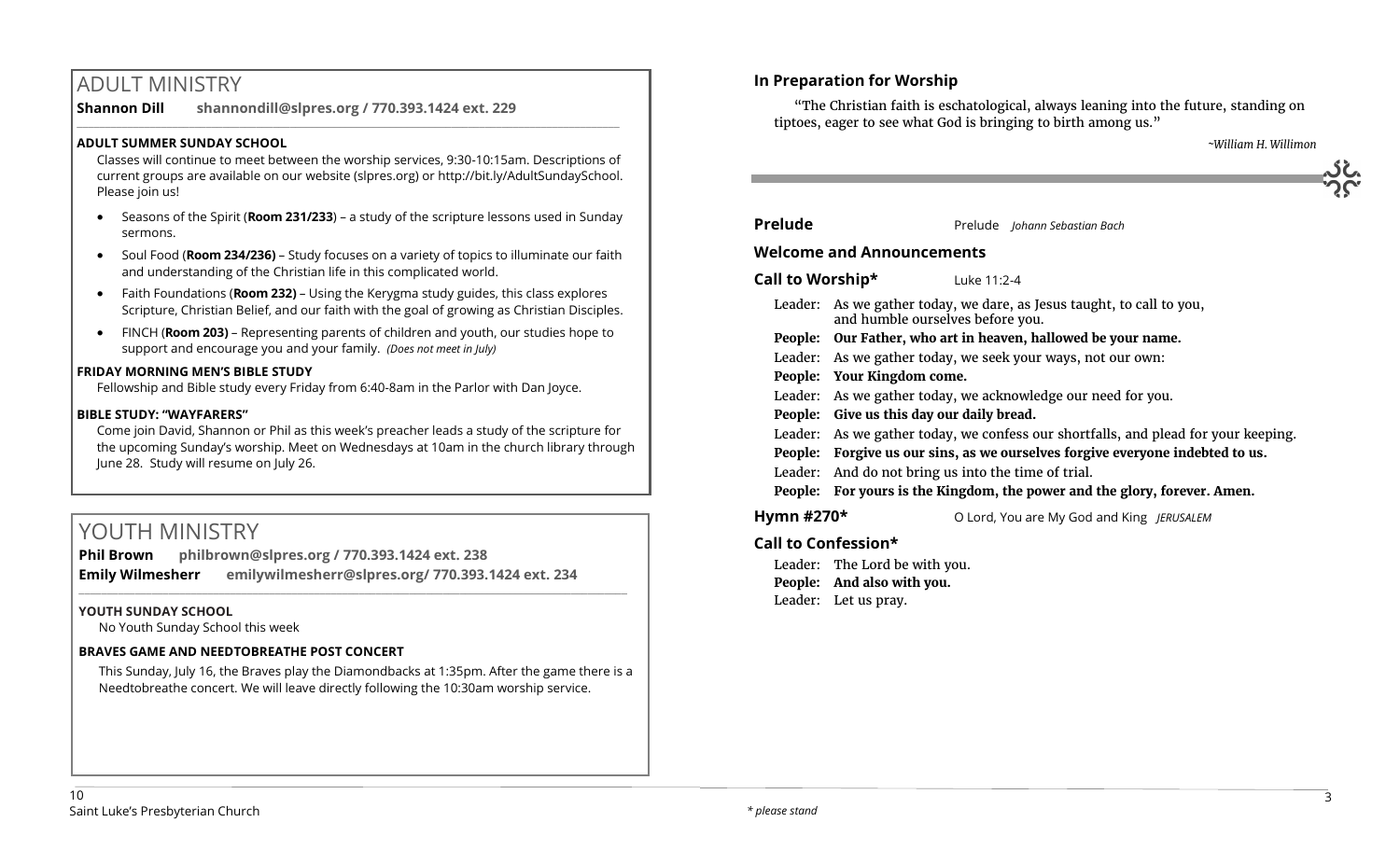# ADULT MINISTRY

**Shannon Dill shannondill@slpres.org / 770.393.1424 ext. 229**

### ADULT SUMMER SUNDAY SCHOOL

Classes will continue to meet between the worship services, 9:30-10:15am. Descriptions of current groups are available on our website (slpres.org) or http://bit.ly/AdultSundaySchool. Please join us!

- Seasons of the Spirit (**Room 231/233**) – a study of the scripture lessons used in Sunday sermons.
- Soul Food (**Room 234/236)** – Study focuses on a variety of topics to illuminate our faith and understanding of the Christian life in this complicated world.
- Faith Foundations (**Room 232)** – Using the Kerygma study guides, this class explores Scripture, Christian Belief, and our faith with the goal of growing as Christian Disciples.
- FINCH (**Room 203)** – Representing parents of children and youth, our studies hope to support and encourage you and your family. *(Does not meet in July)*

### FRIDAY MORNING MEN'S BIBLE STUDY

Fellowship and Bible study every Friday from 6:40-8am in the Parlor with Dan Joyce.

### BIBLE STUDY: "WAYFARERS"

Come join David, Shannon or Phil as this week's preacher leads a study of the scripture for the upcoming Sunday's worship. Meet on Wednesdays at 10am in the church library through June 28. Study will resume on July 26.

# YOUTH MINISTRY

**Phil Brown philbrown@slpres.org / 770.393.1424 ext. 238**
**Emily Wilmesherr emilywilmesherr@slpres.org/ 770.393.1424 ext. 234**

### YOUTH SUNDAY SCHOOL

No Youth Sunday School this week

### BRAVES GAME AND NEEDTOBREATHE POST CONCERT

This Sunday, July 16, the Braves play the Diamondbacks at 1:35pm. After the game there is a Needtobreathe concert. We will leave directly following the 10:30am worship service.

### In Preparation for Worship

"The Christian faith is eschatological, always leaning into the future, standing on tiptoes, eager to see what God is bringing to birth among us."

*~William H. Willimon*

---

**Prelude** Prelude *Johann Sebastian Bach*

**Welcome and Announcements**

**Call to Worship*** Luke 11:2-4

Leader: As we gather today, we dare, as Jesus taught, to call to you, and humble ourselves before you.
**People: Our Father, who art in heaven, hallowed be your name.**
Leader: As we gather today, we seek your ways, not our own:
**People: Your Kingdom come.**
Leader: As we gather today, we acknowledge our need for you.
**People: Give us this day our daily bread.**
Leader: As we gather today, we confess our shortfalls, and plead for your keeping.
**People: Forgive us our sins, as we ourselves forgive everyone indebted to us.**
Leader: And do not bring us into the time of trial.
**People: For yours is the Kingdom, the power and the glory, forever. Amen.**

**Hymn #270*** O Lord, You are My God and King *JERUSALEM*

**Call to Confession***

Leader: The Lord be with you.
**People: And also with you.**
Leader: Let us pray.

*\* please stand*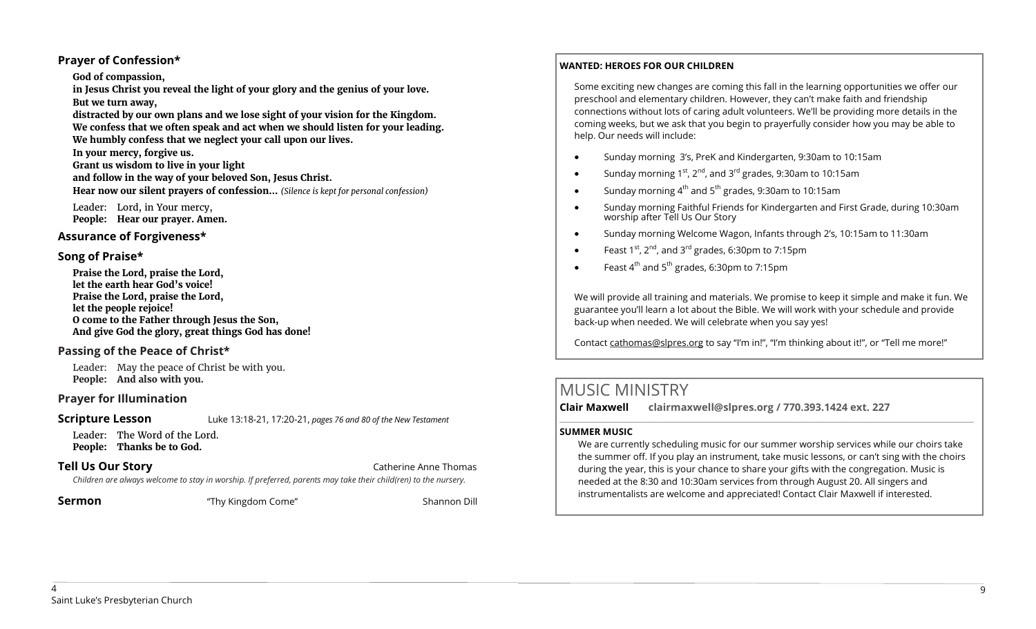## Prayer of Confession*

**God of compassion,**
**in Jesus Christ you reveal the light of your glory and the genius of your love.**
**But we turn away,**
**distracted by our own plans and we lose sight of your vision for the Kingdom.**
**We confess that we often speak and act when we should listen for your leading.**
**We humbly confess that we neglect your call upon our lives.**
**In your mercy, forgive us.**
**Grant us wisdom to live in your light**
**and follow in the way of your beloved Son, Jesus Christ.**
**Hear now our silent prayers of confession…** *(Silence is kept for personal confession)*

Leader: Lord, in Your mercy,
**People: Hear our prayer. Amen.**

## Assurance of Forgiveness*

## Song of Praise*

**Praise the Lord, praise the Lord,**
**let the earth hear God's voice!**
**Praise the Lord, praise the Lord,**
**let the people rejoice!**
**O come to the Father through Jesus the Son,**
**And give God the glory, great things God has done!**

## Passing of the Peace of Christ*

Leader: May the peace of Christ be with you.
**People: And also with you.**

## Prayer for Illumination

**Scripture Lesson** Luke 13:18-21, 17:20-21, *pages 76 and 80 of the New Testament*

Leader: The Word of the Lord.
**People: Thanks be to God.**

**Tell Us Our Story** Catherine Anne Thomas

*Children are always welcome to stay in worship. If preferred, parents may take their child(ren) to the nursery.*

**Sermon** "Thy Kingdom Come" Shannon Dill

**WANTED: HEROES FOR OUR CHILDREN**

Some exciting new changes are coming this fall in the learning opportunities we offer our preschool and elementary children. However, they can't make faith and friendship connections without lots of caring adult volunteers. We'll be providing more details in the coming weeks, but we ask that you begin to prayerfully consider how you may be able to help. Our needs will include:

- Sunday morning 3's, PreK and Kindergarten, 9:30am to 10:15am
- Sunday morning 1st, 2nd, and 3rd grades, 9:30am to 10:15am
- Sunday morning 4th and 5th grades, 9:30am to 10:15am
- Sunday morning Faithful Friends for Kindergarten and First Grade, during 10:30am worship after Tell Us Our Story
- Sunday morning Welcome Wagon, Infants through 2's, 10:15am to 11:30am
- Feast 1st, 2nd, and 3rd grades, 6:30pm to 7:15pm
- Feast 4th and 5th grades, 6:30pm to 7:15pm

We will provide all training and materials. We promise to keep it simple and make it fun. We guarantee you'll learn a lot about the Bible. We will work with your schedule and provide back-up when needed. We will celebrate when you say yes!

Contact cathomas@slpres.org to say "I'm in!", "I'm thinking about it!", or "Tell me more!"

# MUSIC MINISTRY

**Clair Maxwell clairmaxwell@slpres.org / 770.393.1424 ext. 227**

**SUMMER MUSIC**

We are currently scheduling music for our summer worship services while our choirs take the summer off. If you play an instrument, take music lessons, or can't sing with the choirs during the year, this is your chance to share your gifts with the congregation. Music is needed at the 8:30 and 10:30am services from through August 20. All singers and instrumentalists are welcome and appreciated! Contact Clair Maxwell if interested.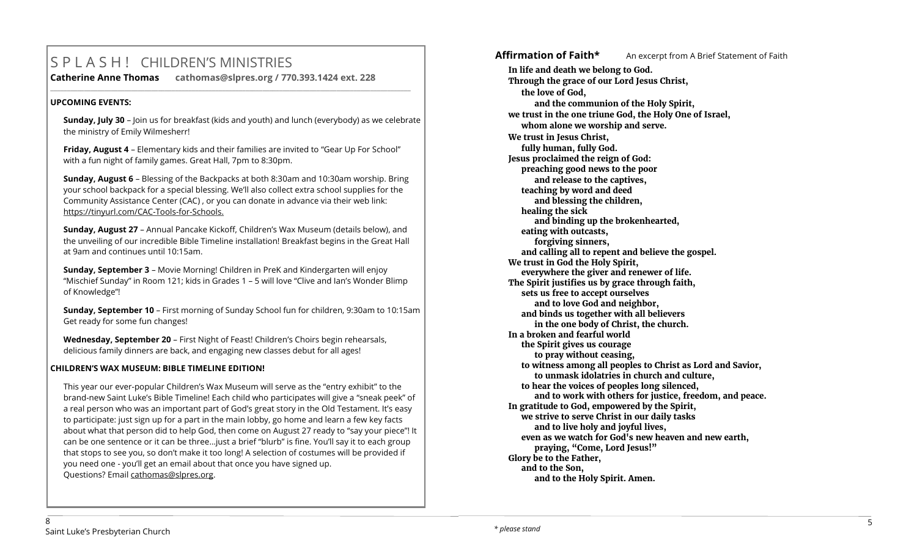# S P L A S H ! CHILDREN'S MINISTRIES

**Catherine Anne Thomas cathomas@slpres.org / 770.393.1424 ext. 228**

### UPCOMING EVENTS:

**Sunday, July 30** – Join us for breakfast (kids and youth) and lunch (everybody) as we celebrate the ministry of Emily Wilmesherr!

**Friday, August 4** – Elementary kids and their families are invited to "Gear Up For School" with a fun night of family games. Great Hall, 7pm to 8:30pm.

**Sunday, August 6** – Blessing of the Backpacks at both 8:30am and 10:30am worship. Bring your school backpack for a special blessing. We'll also collect extra school supplies for the Community Assistance Center (CAC) , or you can donate in advance via their web link: https://tinyurl.com/CAC-Tools-for-Schools.

**Sunday, August 27** – Annual Pancake Kickoff, Children's Wax Museum (details below), and the unveiling of our incredible Bible Timeline installation! Breakfast begins in the Great Hall at 9am and continues until 10:15am.

**Sunday, September 3** – Movie Morning! Children in PreK and Kindergarten will enjoy "Mischief Sunday" in Room 121; kids in Grades 1 – 5 will love "Clive and Ian's Wonder Blimp of Knowledge"!

**Sunday, September 10** – First morning of Sunday School fun for children, 9:30am to 10:15am Get ready for some fun changes!

**Wednesday, September 20** – First Night of Feast! Children's Choirs begin rehearsals, delicious family dinners are back, and engaging new classes debut for all ages!

### CHILDREN'S WAX MUSEUM: BIBLE TIMELINE EDITION!

This year our ever-popular Children's Wax Museum will serve as the "entry exhibit" to the brand-new Saint Luke's Bible Timeline! Each child who participates will give a "sneak peek" of a real person who was an important part of God's great story in the Old Testament. It's easy to participate: just sign up for a part in the main lobby, go home and learn a few key facts about what that person did to help God, then come on August 27 ready to "say your piece"! It can be one sentence or it can be three…just a brief "blurb" is fine. You'll say it to each group that stops to see you, so don't make it too long! A selection of costumes will be provided if you need one - you'll get an email about that once you have signed up.
Questions? Email cathomas@slpres.org.

**Affirmation of Faith*** An excerpt from A Brief Statement of Faith

**In life and death we belong to God.**
**Through the grace of our Lord Jesus Christ,**
**the love of God,**
**and the communion of the Holy Spirit,**
**we trust in the one triune God, the Holy One of Israel,**
**whom alone we worship and serve.**
**We trust in Jesus Christ,**
**fully human, fully God.**
**Jesus proclaimed the reign of God:**
**preaching good news to the poor**
**and release to the captives,**
**teaching by word and deed**
**and blessing the children,**
**healing the sick**
**and binding up the brokenhearted,**
**eating with outcasts,**
**forgiving sinners,**
**and calling all to repent and believe the gospel.**
**We trust in God the Holy Spirit,**
**everywhere the giver and renewer of life.**
**The Spirit justifies us by grace through faith,**
**sets us free to accept ourselves**
**and to love God and neighbor,**
**and binds us together with all believers**
**in the one body of Christ, the church.**
**In a broken and fearful world**
**the Spirit gives us courage**
**to pray without ceasing,**
**to witness among all peoples to Christ as Lord and Savior,**
**to unmask idolatries in church and culture,**
**to hear the voices of peoples long silenced,**
**and to work with others for justice, freedom, and peace.**
**In gratitude to God, empowered by the Spirit,**
**we strive to serve Christ in our daily tasks**
**and to live holy and joyful lives,**
**even as we watch for God's new heaven and new earth,**
**praying, "Come, Lord Jesus!"**
**Glory be to the Father,**
**and to the Son,**
**and to the Holy Spirit. Amen.**

*\* please stand*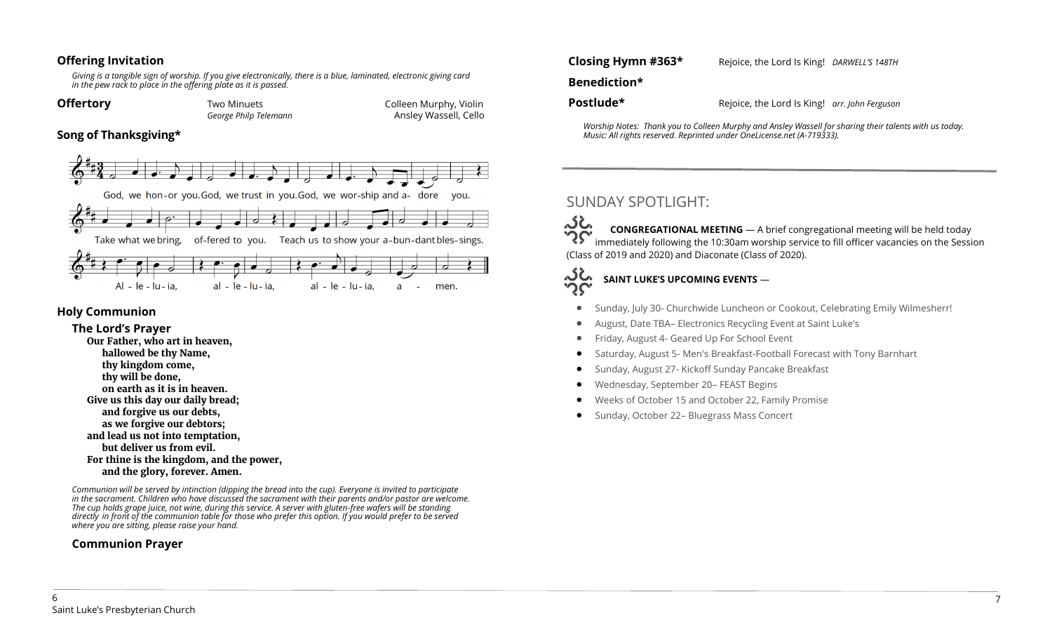### Offering Invitation

*Giving is a tangible sign of worship. If you give electronically, there is a blue, laminated, electronic giving card in the pew rack to place in the offering plate as it is passed.*

**Offertory** Two Minuets Colleen Murphy, Violin
*George Philp Telemann* Ansley Wassell, Cello

### Song of Thanksgiving*

God, we hon-or you. God, we trust in you. God, we wor-ship and a- dore you.
Take what we bring, of-fered to you. Teach us to show your a-bun-dant bles-sings.
Al - le - lu - ia, al - le - lu - ia, al - le - lu - ia, a - men.

### Holy Communion

**The Lord's Prayer**

**Our Father, who art in heaven,**
**hallowed be thy Name,**
**thy kingdom come,**
**thy will be done,**
**on earth as it is in heaven.**
**Give us this day our daily bread;**
**and forgive us our debts,**
**as we forgive our debtors;**
**and lead us not into temptation,**
**but deliver us from evil.**
**For thine is the kingdom, and the power,**
**and the glory, forever. Amen.**

*Communion will be served by intinction (dipping the bread into the cup). Everyone is invited to participate in the sacrament. Children who have discussed the sacrament with their parents and/or pastor are welcome. The cup holds grape juice, not wine, during this service. A server with gluten-free wafers will be standing directly in front of the communion table for those who prefer this option. If you would prefer to be served where you are sitting, please raise your hand.*

**Communion Prayer**

**Closing Hymn #363*** Rejoice, the Lord Is King! *DARWELL'S 148TH*

**Benediction***

**Postlude*** Rejoice, the Lord Is King! *arr. John Ferguson*

*Worship Notes: Thank you to Colleen Murphy and Ansley Wassell for sharing their talents with us today. Music: All rights reserved. Reprinted under OneLicense.net (A-719333).*

## SUNDAY SPOTLIGHT:

**CONGREGATIONAL MEETING** — A brief congregational meeting will be held today immediately following the 10:30am worship service to fill officer vacancies on the Session (Class of 2019 and 2020) and Diaconate (Class of 2020).

**SAINT LUKE'S UPCOMING EVENTS** —

- Sunday, July 30- Churchwide Luncheon or Cookout, Celebrating Emily Wilmesherr!
- August, Date TBA– Electronics Recycling Event at Saint Luke's
- Friday, August 4- Geared Up For School Event
- Saturday, August 5- Men's Breakfast-Football Forecast with Tony Barnhart
- Sunday, August 27- Kickoff Sunday Pancake Breakfast
- Wednesday, September 20– FEAST Begins
- Weeks of October 15 and October 22, Family Promise
- Sunday, October 22– Bluegrass Mass Concert